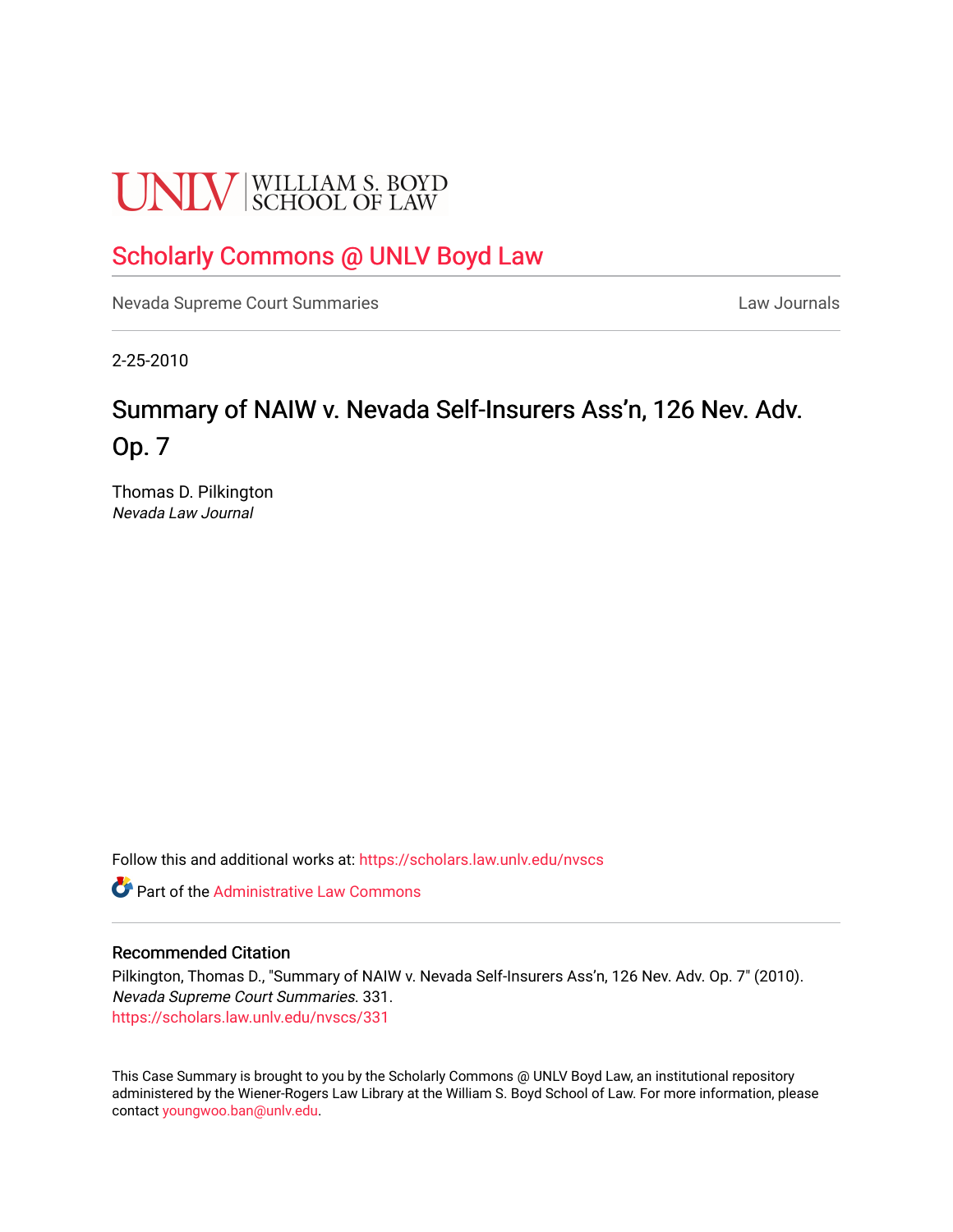UNLV | WILLIAM S. BOYD SCHOOL OF LAW

## Scholarly Commons @ UNLV Boyd Law

Nevada Supreme Court Summaries | Law Journals

2-25-2010

# Summary of NAIW v. Nevada Self-Insurers Ass'n, 126 Nev. Adv. Op. 7

Thomas D. Pilkington
*Nevada Law Journal*

Follow this and additional works at: https://scholars.law.unlv.edu/nvscs

Part of the Administrative Law Commons

### Recommended Citation

Pilkington, Thomas D., "Summary of NAIW v. Nevada Self-Insurers Ass'n, 126 Nev. Adv. Op. 7" (2010). *Nevada Supreme Court Summaries*. 331.
https://scholars.law.unlv.edu/nvscs/331

This Case Summary is brought to you by the Scholarly Commons @ UNLV Boyd Law, an institutional repository administered by the Wiener-Rogers Law Library at the William S. Boyd School of Law. For more information, please contact youngwoo.ban@unlv.edu.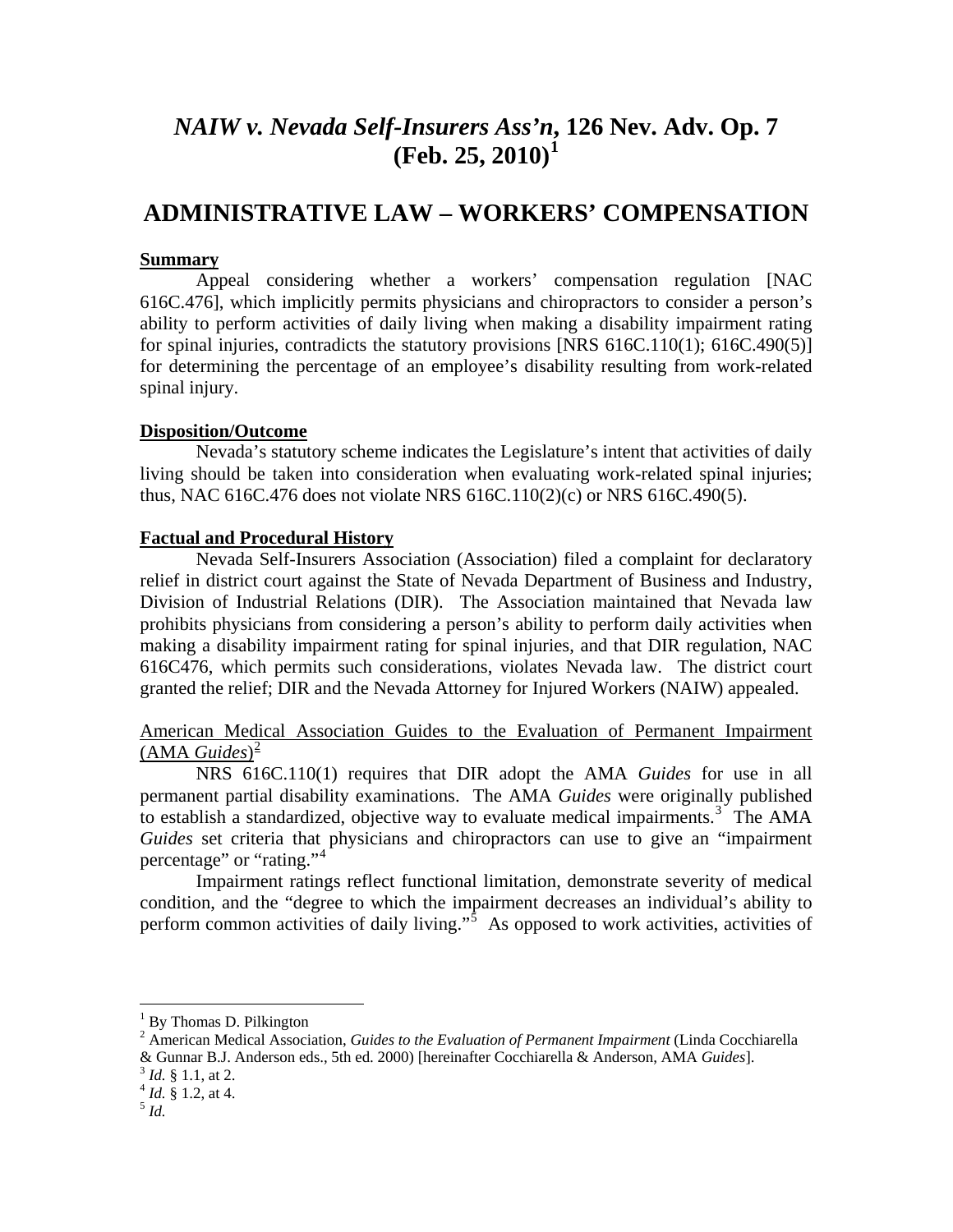# *NAIW v. Nevada Self-Insurers Ass'n*, 126 Nev. Adv. Op. 7 (Feb. 25, 2010)[1]

## ADMINISTRATIVE LAW – WORKERS' COMPENSATION

### Summary

Appeal considering whether a workers' compensation regulation [NAC 616C.476], which implicitly permits physicians and chiropractors to consider a person's ability to perform activities of daily living when making a disability impairment rating for spinal injuries, contradicts the statutory provisions [NRS 616C.110(1); 616C.490(5)] for determining the percentage of an employee's disability resulting from work-related spinal injury.

### Disposition/Outcome

Nevada's statutory scheme indicates the Legislature's intent that activities of daily living should be taken into consideration when evaluating work-related spinal injuries; thus, NAC 616C.476 does not violate NRS 616C.110(2)(c) or NRS 616C.490(5).

### Factual and Procedural History

Nevada Self-Insurers Association (Association) filed a complaint for declaratory relief in district court against the State of Nevada Department of Business and Industry, Division of Industrial Relations (DIR). The Association maintained that Nevada law prohibits physicians from considering a person's ability to perform daily activities when making a disability impairment rating for spinal injuries, and that DIR regulation, NAC 616C476, which permits such considerations, violates Nevada law. The district court granted the relief; DIR and the Nevada Attorney for Injured Workers (NAIW) appealed.

American Medical Association Guides to the Evaluation of Permanent Impairment (AMA *Guides*)[2]

NRS 616C.110(1) requires that DIR adopt the AMA *Guides* for use in all permanent partial disability examinations. The AMA *Guides* were originally published to establish a standardized, objective way to evaluate medical impairments.[3] The AMA *Guides* set criteria that physicians and chiropractors can use to give an "impairment percentage" or "rating."[4]

Impairment ratings reflect functional limitation, demonstrate severity of medical condition, and the "degree to which the impairment decreases an individual's ability to perform common activities of daily living."[5] As opposed to work activities, activities of

---

[1] By Thomas D. Pilkington

[2] American Medical Association, *Guides to the Evaluation of Permanent Impairment* (Linda Cocchiarella & Gunnar B.J. Anderson eds., 5th ed. 2000) [hereinafter Cocchiarella & Anderson, AMA *Guides*].

[3] *Id.* § 1.1, at 2.

[4] *Id.* § 1.2, at 4.

[5] *Id.*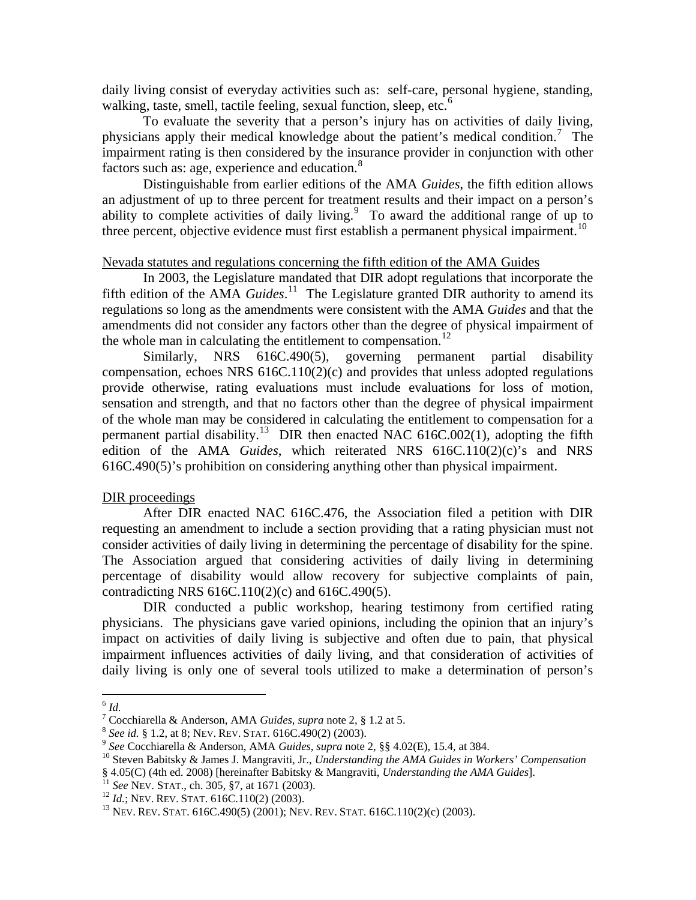daily living consist of everyday activities such as: self-care, personal hygiene, standing, walking, taste, smell, tactile feeling, sexual function, sleep, etc.[6]

To evaluate the severity that a person's injury has on activities of daily living, physicians apply their medical knowledge about the patient's medical condition.[7] The impairment rating is then considered by the insurance provider in conjunction with other factors such as: age, experience and education.[8]

Distinguishable from earlier editions of the AMA *Guides*, the fifth edition allows an adjustment of up to three percent for treatment results and their impact on a person's ability to complete activities of daily living.[9] To award the additional range of up to three percent, objective evidence must first establish a permanent physical impairment.[10]

Nevada statutes and regulations concerning the fifth edition of the AMA Guides

In 2003, the Legislature mandated that DIR adopt regulations that incorporate the fifth edition of the AMA *Guides*.[11] The Legislature granted DIR authority to amend its regulations so long as the amendments were consistent with the AMA *Guides* and that the amendments did not consider any factors other than the degree of physical impairment of the whole man in calculating the entitlement to compensation.[12]

Similarly, NRS 616C.490(5), governing permanent partial disability compensation, echoes NRS 616C.110(2)(c) and provides that unless adopted regulations provide otherwise, rating evaluations must include evaluations for loss of motion, sensation and strength, and that no factors other than the degree of physical impairment of the whole man may be considered in calculating the entitlement to compensation for a permanent partial disability.[13] DIR then enacted NAC 616C.002(1), adopting the fifth edition of the AMA *Guides*, which reiterated NRS 616C.110(2)(c)'s and NRS 616C.490(5)'s prohibition on considering anything other than physical impairment.

DIR proceedings

After DIR enacted NAC 616C.476, the Association filed a petition with DIR requesting an amendment to include a section providing that a rating physician must not consider activities of daily living in determining the percentage of disability for the spine. The Association argued that considering activities of daily living in determining percentage of disability would allow recovery for subjective complaints of pain, contradicting NRS 616C.110(2)(c) and 616C.490(5).

DIR conducted a public workshop, hearing testimony from certified rating physicians. The physicians gave varied opinions, including the opinion that an injury's impact on activities of daily living is subjective and often due to pain, that physical impairment influences activities of daily living, and that consideration of activities of daily living is only one of several tools utilized to make a determination of person's

---

[6] *Id.*

[7] Cocchiarella & Anderson, AMA *Guides*, *supra* note 2, § 1.2 at 5.

[8] *See id.* § 1.2, at 8; NEV. REV. STAT. 616C.490(2) (2003).

[9] *See* Cocchiarella & Anderson, AMA *Guides*, *supra* note 2, §§ 4.02(E), 15.4, at 384.

[10] Steven Babitsky & James J. Mangraviti, Jr., *Understanding the AMA Guides in Workers' Compensation* § 4.05(C) (4th ed. 2008) [hereinafter Babitsky & Mangraviti, *Understanding the AMA Guides*].

[11] *See* NEV. STAT., ch. 305, §7, at 1671 (2003).

[12] *Id.*; NEV. REV. STAT. 616C.110(2) (2003).

[13] NEV. REV. STAT. 616C.490(5) (2001); NEV. REV. STAT. 616C.110(2)(c) (2003).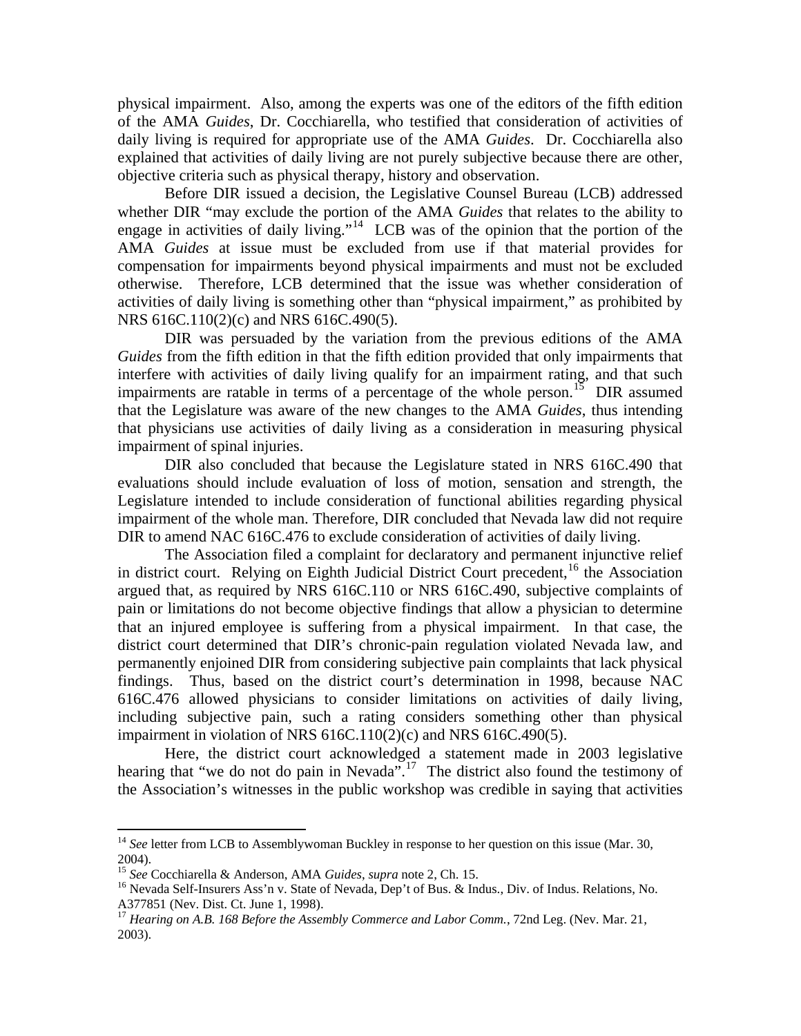physical impairment. Also, among the experts was one of the editors of the fifth edition of the AMA *Guides*, Dr. Cocchiarella, who testified that consideration of activities of daily living is required for appropriate use of the AMA *Guides*. Dr. Cocchiarella also explained that activities of daily living are not purely subjective because there are other, objective criteria such as physical therapy, history and observation.

Before DIR issued a decision, the Legislative Counsel Bureau (LCB) addressed whether DIR "may exclude the portion of the AMA *Guides* that relates to the ability to engage in activities of daily living."[14] LCB was of the opinion that the portion of the AMA *Guides* at issue must be excluded from use if that material provides for compensation for impairments beyond physical impairments and must not be excluded otherwise. Therefore, LCB determined that the issue was whether consideration of activities of daily living is something other than "physical impairment," as prohibited by NRS 616C.110(2)(c) and NRS 616C.490(5).

DIR was persuaded by the variation from the previous editions of the AMA *Guides* from the fifth edition in that the fifth edition provided that only impairments that interfere with activities of daily living qualify for an impairment rating, and that such impairments are ratable in terms of a percentage of the whole person.[15] DIR assumed that the Legislature was aware of the new changes to the AMA *Guides*, thus intending that physicians use activities of daily living as a consideration in measuring physical impairment of spinal injuries.

DIR also concluded that because the Legislature stated in NRS 616C.490 that evaluations should include evaluation of loss of motion, sensation and strength, the Legislature intended to include consideration of functional abilities regarding physical impairment of the whole man. Therefore, DIR concluded that Nevada law did not require DIR to amend NAC 616C.476 to exclude consideration of activities of daily living.

The Association filed a complaint for declaratory and permanent injunctive relief in district court. Relying on Eighth Judicial District Court precedent,[16] the Association argued that, as required by NRS 616C.110 or NRS 616C.490, subjective complaints of pain or limitations do not become objective findings that allow a physician to determine that an injured employee is suffering from a physical impairment. In that case, the district court determined that DIR's chronic-pain regulation violated Nevada law, and permanently enjoined DIR from considering subjective pain complaints that lack physical findings. Thus, based on the district court's determination in 1998, because NAC 616C.476 allowed physicians to consider limitations on activities of daily living, including subjective pain, such a rating considers something other than physical impairment in violation of NRS 616C.110(2)(c) and NRS 616C.490(5).

Here, the district court acknowledged a statement made in 2003 legislative hearing that "we do not do pain in Nevada".[17] The district also found the testimony of the Association's witnesses in the public workshop was credible in saying that activities

---

[14] *See* letter from LCB to Assemblywoman Buckley in response to her question on this issue (Mar. 30, 2004).

[15] *See* Cocchiarella & Anderson, AMA *Guides*, *supra* note 2, Ch. 15.

[16] Nevada Self-Insurers Ass'n v. State of Nevada, Dep't of Bus. & Indus., Div. of Indus. Relations, No. A377851 (Nev. Dist. Ct. June 1, 1998).

[17] *Hearing on A.B. 168 Before the Assembly Commerce and Labor Comm.*, 72nd Leg. (Nev. Mar. 21, 2003).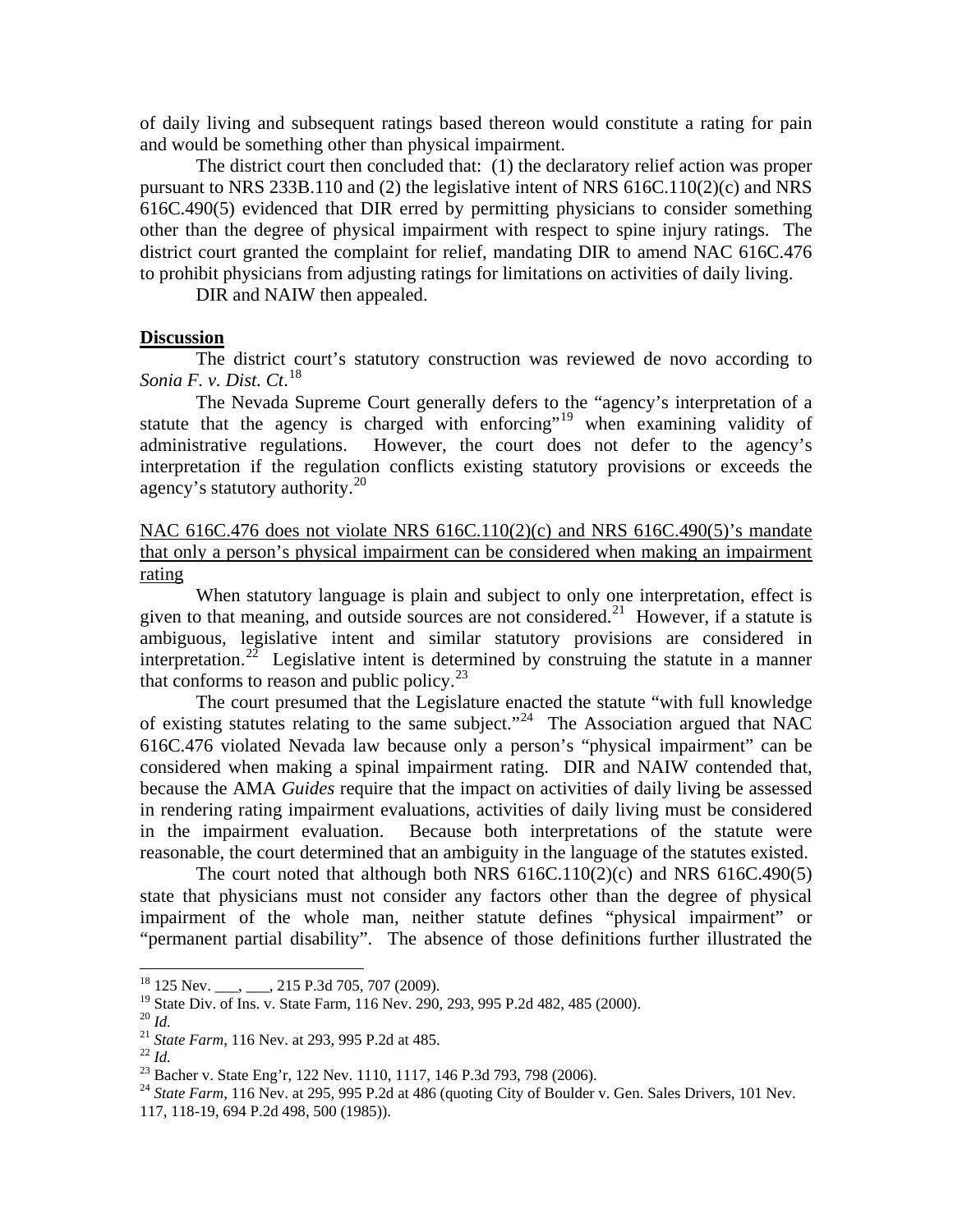of daily living and subsequent ratings based thereon would constitute a rating for pain and would be something other than physical impairment.

The district court then concluded that: (1) the declaratory relief action was proper pursuant to NRS 233B.110 and (2) the legislative intent of NRS 616C.110(2)(c) and NRS 616C.490(5) evidenced that DIR erred by permitting physicians to consider something other than the degree of physical impairment with respect to spine injury ratings. The district court granted the complaint for relief, mandating DIR to amend NAC 616C.476 to prohibit physicians from adjusting ratings for limitations on activities of daily living.

DIR and NAIW then appealed.

**Discussion**

The district court's statutory construction was reviewed de novo according to *Sonia F. v. Dist. Ct*.[18]

The Nevada Supreme Court generally defers to the "agency's interpretation of a statute that the agency is charged with enforcing"[19] when examining validity of administrative regulations. However, the court does not defer to the agency's interpretation if the regulation conflicts existing statutory provisions or exceeds the agency's statutory authority.[20]

<u>NAC 616C.476 does not violate NRS 616C.110(2)(c) and NRS 616C.490(5)'s mandate that only a person's physical impairment can be considered when making an impairment rating</u>

When statutory language is plain and subject to only one interpretation, effect is given to that meaning, and outside sources are not considered.[21] However, if a statute is ambiguous, legislative intent and similar statutory provisions are considered in interpretation.[22] Legislative intent is determined by construing the statute in a manner that conforms to reason and public policy.[23]

The court presumed that the Legislature enacted the statute "with full knowledge of existing statutes relating to the same subject."[24] The Association argued that NAC 616C.476 violated Nevada law because only a person's "physical impairment" can be considered when making a spinal impairment rating. DIR and NAIW contended that, because the AMA *Guides* require that the impact on activities of daily living be assessed in rendering rating impairment evaluations, activities of daily living must be considered in the impairment evaluation. Because both interpretations of the statute were reasonable, the court determined that an ambiguity in the language of the statutes existed.

The court noted that although both NRS 616C.110(2)(c) and NRS 616C.490(5) state that physicians must not consider any factors other than the degree of physical impairment of the whole man, neither statute defines "physical impairment" or "permanent partial disability". The absence of those definitions further illustrated the

---

[18] 125 Nev. ___, ___, 215 P.3d 705, 707 (2009).

[19] State Div. of Ins. v. State Farm, 116 Nev. 290, 293, 995 P.2d 482, 485 (2000).

[20] *Id.*

[21] *State Farm*, 116 Nev. at 293, 995 P.2d at 485.

[22] *Id.*

[23] Bacher v. State Eng'r, 122 Nev. 1110, 1117, 146 P.3d 793, 798 (2006).

[24] *State Farm*, 116 Nev. at 295, 995 P.2d at 486 (quoting City of Boulder v. Gen. Sales Drivers, 101 Nev. 117, 118-19, 694 P.2d 498, 500 (1985)).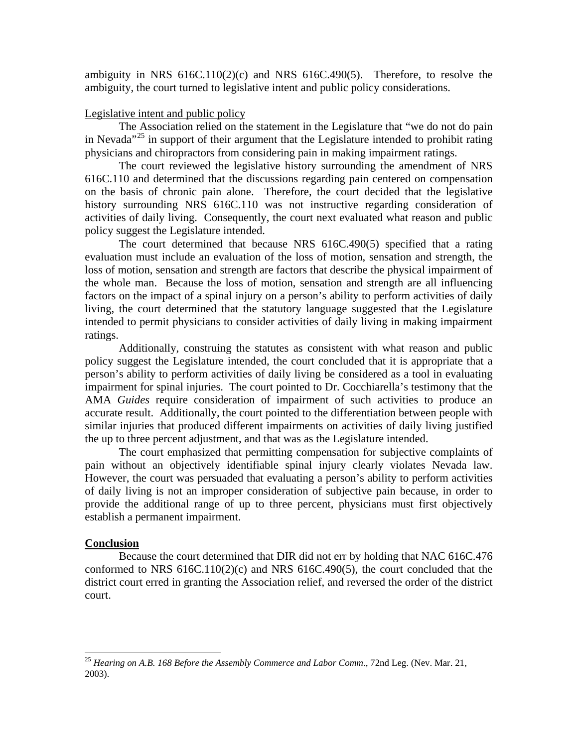ambiguity in NRS 616C.110(2)(c) and NRS 616C.490(5). Therefore, to resolve the ambiguity, the court turned to legislative intent and public policy considerations.

Legislative intent and public policy

The Association relied on the statement in the Legislature that "we do not do pain in Nevada"[25] in support of their argument that the Legislature intended to prohibit rating physicians and chiropractors from considering pain in making impairment ratings.

The court reviewed the legislative history surrounding the amendment of NRS 616C.110 and determined that the discussions regarding pain centered on compensation on the basis of chronic pain alone. Therefore, the court decided that the legislative history surrounding NRS 616C.110 was not instructive regarding consideration of activities of daily living. Consequently, the court next evaluated what reason and public policy suggest the Legislature intended.

The court determined that because NRS 616C.490(5) specified that a rating evaluation must include an evaluation of the loss of motion, sensation and strength, the loss of motion, sensation and strength are factors that describe the physical impairment of the whole man. Because the loss of motion, sensation and strength are all influencing factors on the impact of a spinal injury on a person's ability to perform activities of daily living, the court determined that the statutory language suggested that the Legislature intended to permit physicians to consider activities of daily living in making impairment ratings.

Additionally, construing the statutes as consistent with what reason and public policy suggest the Legislature intended, the court concluded that it is appropriate that a person's ability to perform activities of daily living be considered as a tool in evaluating impairment for spinal injuries. The court pointed to Dr. Cocchiarella's testimony that the AMA *Guides* require consideration of impairment of such activities to produce an accurate result. Additionally, the court pointed to the differentiation between people with similar injuries that produced different impairments on activities of daily living justified the up to three percent adjustment, and that was as the Legislature intended.

The court emphasized that permitting compensation for subjective complaints of pain without an objectively identifiable spinal injury clearly violates Nevada law. However, the court was persuaded that evaluating a person's ability to perform activities of daily living is not an improper consideration of subjective pain because, in order to provide the additional range of up to three percent, physicians must first objectively establish a permanent impairment.

**Conclusion**

Because the court determined that DIR did not err by holding that NAC 616C.476 conformed to NRS 616C.110(2)(c) and NRS 616C.490(5), the court concluded that the district court erred in granting the Association relief, and reversed the order of the district court.

[25] *Hearing on A.B. 168 Before the Assembly Commerce and Labor Comm*., 72nd Leg. (Nev. Mar. 21, 2003).